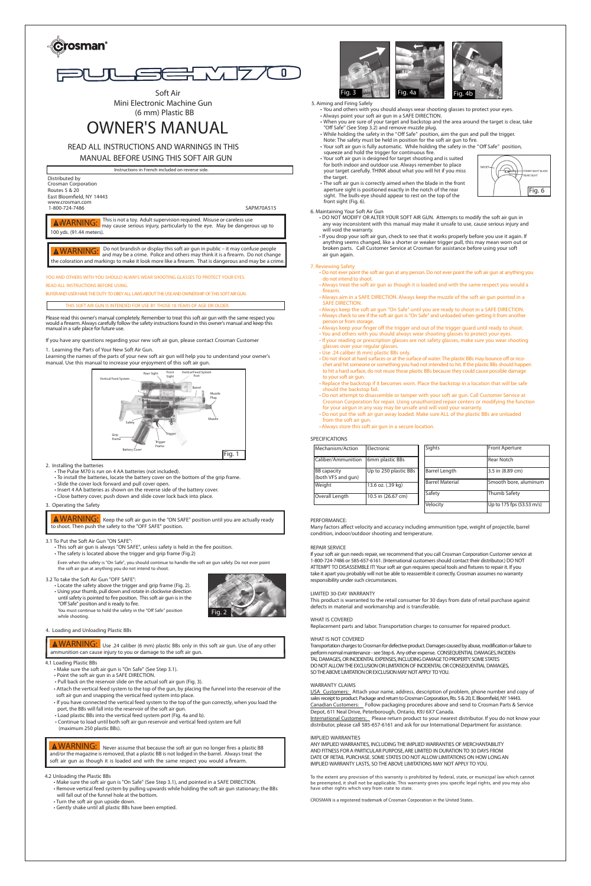Crosman

PULSE M70

Soft Air
Mini Electronic Machine Gun
(6 mm) Plastic BB

# OWNER'S MANUAL

READ ALL INSTRUCTIONS AND WARNINGS IN THIS MANUAL BEFORE USING THIS SOFT AIR GUN

Instructions in French included on reverse side.

Distributed by
Crosman Corporation
Routes 5 & 20
East Bloomfield, NY 14443
www.crosman.com
1-800-724-7486

SAPM70A515

**⚠WARNING:** This is not a toy. Adult supervision required. Misuse or careless use may cause serious injury, particularly to the eye. May be dangerous up to 100 yds. (91.44 meters).

**⚠WARNING:** Do not brandish or display this soft air gun in public – it may confuse people and may be a crime. Police and others may think it is a firearm. Do not change the coloration and markings to make it look more like a firearm. That is dangerous and may be a crime.

YOU AND OTHERS WITH YOU SHOULD ALWAYS WEAR SHOOTING GLASSES TO PROTECT YOUR EYES.

READ ALL INSTRUCTIONS BEFORE USING.

BUYER AND USER HAVE THE DUTY TO OBEY ALL LAWS ABOUT THE USE AND OWNERSHIP OF THIS SOFT AIR GUN.

THIS SOFT AIR GUN IS INTENDED FOR USE BY THOSE 16 YEARS OF AGE OR OLDER.

Please read this owner's manual completely. Remember to treat this soft air gun with the same respect you would a firearm. Always carefully follow the safety instructions found in this owner's manual and keep this manual in a safe place for future use.

If you have any questions regarding your new soft air gun, please contact Crosman Customer

## 1. Learning the Parts of Your New Soft Air Gun.

Learning the names of the parts of your new soft air gun will help you to understand your owner's manual. Use this manual to increase your enjoyment of this soft air gun.

Rear Sight, Front Sight, Vertical Feed System Port, Vertical Feed System, Barrel, Muzzle Plug, Muzzle, Safety, Trigger, Grip Frame, Trigger Frame, Battery Cover

Fig. 1

## 2. Installing the batteries

- The Pulse M70 is run on 4 AA batteries (not included).
- To install the batteries, locate the battery cover on the bottom of the grip frame.
- Slide the cover lock forward and pull cover open.
- Insert 4 AA batteries as shown on the reverse side of the battery cover.
- Close battery cover, push down and slide cover lock back into place.

## 3. Operating the Safety

**⚠WARNING:** Keep the soft air gun in the "ON SAFE" position until you are actually ready to shoot. Then push the safety to the "OFF SAFE" position.

### 3.1 To Put the Soft Air Gun "ON SAFE":

- This soft air gun is always "ON SAFE", unless safety is held in the fire position.
- The safety is located above the trigger and grip frame (Fig.2)

Even when the safety is "On Safe", you should continue to handle the soft air gun safely. Do not ever point the soft air gun at anything you do not intend to shoot.

### 3.2 To take the Soft Air Gun "OFF SAFE":

- Locate the safety above the trigger and grip frame (Fig. 2).
- Using your thumb, pull down and rotate in clockwise direction until safety is pointed to fire position. This soft air gun is in the "Off Safe" position and is ready to fire.

You must continue to hold the safety in the "Off Safe" position while shooting.

Fig. 2

## 4. Loading and Unloading Plastic BBs

**⚠WARNING:** Use .24 caliber (6 mm) plastic BBs only in this soft air gun. Use of any other ammunition can cause injury to you or damage to the soft air gun.

### 4.1 Loading Plastic BBs

- Make sure the soft air gun is "On Safe" (See Step 3.1).
- Point the soft air gun in a SAFE DIRECTION.
- Pull back on the reservoir slide on the actual soft air gun (Fig. 3).
- Attach the vertical feed system to the top of the gun, by placing the funnel into the reservoir of the soft air gun and snapping the vertical feed system into place.
- If you have connected the vertical feed system to the top of the gun correctly, when you load the port, the BBs will fall into the reservoir of the soft air gun.
- Load plastic BBs into the vertical feed system port (Fig. 4a and b).
- Continue to load until both soft air gun reservoir and vertical feed system are full (maximum 250 plastic BBs).

**⚠WARNING:** Never assume that because the soft air gun no longer fires a plastic BB and/or the magazine is removed, that a plastic BB is not lodged in the barrel. Always treat the soft air gun as though it is loaded and with the same respect you would a firearm.

### 4.2 Unloading the Plastic BBs

- Make sure the soft air gun is "On Safe" (See Step 3.1), and pointed in a SAFE DIRECTION.
- Remove vertical feed system by pulling upwards while holding the soft air gun stationary; the BBs will fall out of the funnel hole at the bottom.
- Turn the soft air gun upside down.
- Gently shake until all plastic BBs have been emptied.

Fig. 3 Fig. 4a Fig. 4b

## 5. Aiming and Firing Safely

- You and others with you should always wear shooting glasses to protect your eyes.
- Always point your soft air gun in a SAFE DIRECTION.
- When you are sure of your target and backstop and the area around the target is clear, take "Off Safe" (See Step 3.2) and remove muzzle plug.
- While holding the safety in the "Off Safe" position, aim the gun and pull the trigger. Note: The safety must be held in position for the soft air gun to fire.
- Your soft air gun is fully automatic. While holding the safety in the "Off Safe" position, squeeze and hold the trigger for continuous fire.
- Your soft air gun is designed for target shooting and is suited for both indoor and outdoor use. Always remember to place your target carefully. THINK about what you will hit if you miss the target.
- The soft air gun is correctly aimed when the blade in the front aperture sight is positioned exactly in the notch of the rear sight. The bulls-eye should appear to rest on the top of the front sight (Fig. 6).

TARGET, FRONT SIGHT BLADE, REAR SIGHT

Fig. 6

## 6. Maintaining Your Soft Air Gun

- DO NOT MODIFY OR ALTER YOUR SOFT AIR GUN. Attempts to modify the soft air gun in any way inconsistent with this manual may make it unsafe to use, cause serious injury and will void the warranty.
- If you drop your soft air gun, check to see that it works properly before you use it again. If anything seems changed, like a shorter or weaker trigger pull, this may mean worn out or broken parts. Call Customer Service at Crosman for assistance before using your soft air gun again.

## 7. Reviewing Safety

- Do not ever point the soft air gun at any person. Do not ever point the soft air gun at anything you do not intend to shoot.
- Always treat the soft air gun as though it is loaded and with the same respect you would a firearm.
- Always aim in a SAFE DIRECTION. Always keep the muzzle of the soft air gun pointed in a SAFE DIRECTION.
- Always keep the soft air gun "On Safe" until you are ready to shoot in a SAFE DIRECTION.
- Always check to see if the soft air gun is "On Safe" and unloaded when getting it from another person or from storage.
- Always keep your finger off the trigger and out of the trigger guard until ready to shoot.
- You and others with you should always wear shooting glasses to protect your eyes.
- If your reading or prescription glasses are not safety glasses, make sure you wear shooting glasses over your regular glasses.
- Use .24 caliber (6 mm) plastic BBs only.
- Do not shoot at hard surfaces or at the surface of water. The plastic BBs may bounce off or ricochet and hit someone or something you had not intended to hit. If the plastic BBs should happen to hit a hard surface, do not reuse those plastic BBs because they could cause possible damage to your soft air gun.
- Replace the backstop if it becomes worn. Place the backstop in a location that will be safe should the backstop fail.
- Do not attempt to disassemble or tamper with your soft air gun. Call Customer Service at Crosman Corporation for repair. Using unauthorized repair centers or modifying the function for your airgun in any way may be unsafe and will void your warranty.
- Do not put the soft air gun away loaded. Make sure ALL of the plastic BBs are unloaded from the soft air gun.
- Always store this soft air gun in a secure location.

## SPECIFICATIONS

| Mechanism/Action | Electronic |
|---|---|
| Caliber/Ammunition | 6mm plastic BBs |
| BB capacity (both VFS and gun) | Up to 250 plastic BBs |
| Weight | 13.6 oz. (.39 kg) |
| Overall Length | 10.5 in (26.67 cm) |

| Sights | Front Aperture |
|---|---|
| | Rear Notch |
| Barrel Length | 3.5 in (8.89 cm) |
| Barrel Material | Smooth bore, aluminum |
| Safety | Thumb Safety |
| Velocity | Up to 175 fps (53.53 m/s) |

## PERFORMANCE:

Many factors affect velocity and accuracy including ammunition type, weight of projectile, barrel condition, indoor/outdoor shooting and temperature.

## REPAIR SERVICE

If your soft air gun needs repair, we recommend that you call Crosman Corporation Customer service at 1-800-724-7486 or 585-657-6161. (International customers should contact their distributor.) DO NOT ATTEMPT TO DISASSEMBLE IT! Your soft air gun requires special tools and fixtures to repair it. If you take it apart you probably will not be able to reassemble it correctly. Crosman assumes no warranty responsibility under such circumstances.

## LIMITED 30-DAY WARRANTY

This product is warranted to the retail consumer for 30 days from date of retail purchase against defects in material and workmanship and is transferable.

## WHAT IS COVERED

Replacement parts and labor. Transportation charges to consumer for repaired product.

## WHAT IS NOT COVERED

Transportation charges to Crosman for defective product. Damages caused by abuse, modification or failure to perform normal maintenance - see Step 6. Any other expense. CONSEQUENTIAL DAMAGES, INCIDENTAL DAMAGES, OR INCIDENTAL EXPENSES, INCLUDING DAMAGE TO PROPERTY. SOME STATES DO NOT ALLOW THE EXCLUSION OR LIMITATION OF INCIDENTAL OR CONSEQUENTIAL DAMAGES, SO THE ABOVE LIMITATION OR EXCLUSION MAY NOT APPLY TO YOU.

## WARRANTY CLAIMS

USA Customers: Attach your name, address, description of problem, phone number and copy of sales receipt to product. Package and return to Crosman Corporation, Rts. 5 & 20, E. Bloomfield, NY 14443.
Canadian Customers: Follow packaging procedures above and send to Crosman Parts & Service Depot, 611 Neal Drive, Peterborough, Ontario, K9J 6X7 Canada.
International Customers: Please return product to your nearest distributor. If you do not know your distributor, please call 585-657-6161 and ask for our International Department for assistance.

## IMPLIED WARRANTIES

ANY IMPLIED WARRANTIES, INCLUDING THE IMPLIED WARRANTIES OF MERCHANTABILITY AND FITNESS FOR A PARTICULAR PURPOSE, ARE LIMITED IN DURATION TO 30 DAYS FROM DATE OF RETAIL PURCHASE. SOME STATES DO NOT ALLOW LIMITATIONS ON HOW LONG AN IMPLIED WARRANTY LASTS, SO THE ABOVE LIMITATIONS MAY NOT APPLY TO YOU.

To the extent any provision of this warranty is prohibited by federal, state, or municipal law which cannot be preempted, it shall not be applicable. This warranty gives you specific legal rights, and you may also have other rights which vary from state to state.

CROSMAN is a registered trademark of Crosman Corporation in the United States.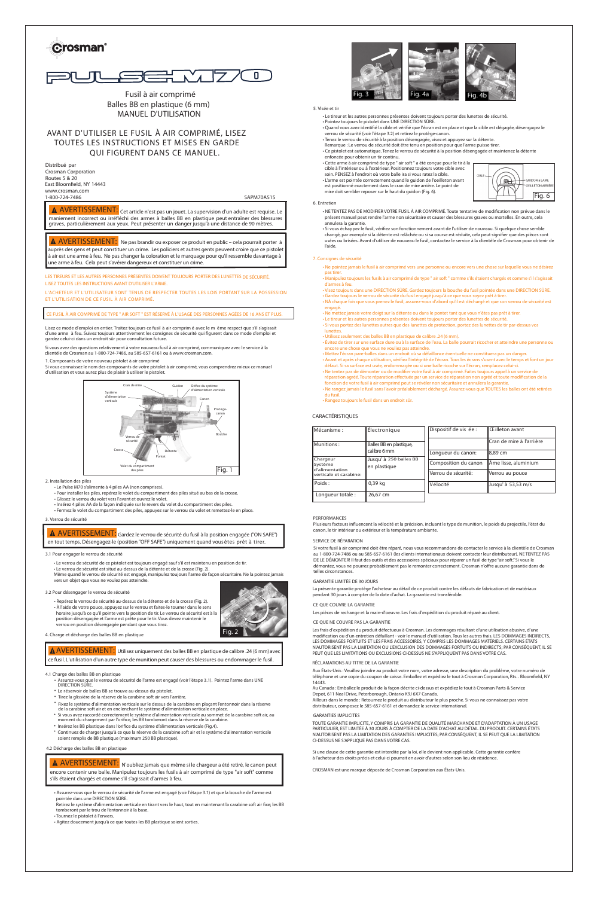# Crosman®

# PULSE M70

Fusil à air comprimé
Balles BB en plastique (6 mm)
MANUEL D'UTILISATION

## AVANT D'UTILISER LE FUSIL À AIR COMPRIMÉ, LISEZ TOUTES LES INSTRUCTIONS ET MISES EN GARDE QUI FIGURENT DANS CE MANUEL.

Distribué par
Crosman Corporation
Routes 5 & 20
East Bloomfield, NY 14443
www.crosman.com
1-800-724-7486

SAPM70A515

**⚠ AVERTISSEMENT:** Cet article n'est pas un jouet. La supervision d'un adulte est requise. Le maniement incorrect ou irréfléchi des armes à balles BB en plastique peut entraîner des blessures graves, particulièrement aux yeux. Peut présenter un danger jusqu'à une distance de 90 mètres.

**⚠ AVERTISSEMENT:** Ne pas brandir ou exposer ce produit en public – cela pourrait porter à auprès des gens et peut constituer un crime. Les policiers et autres gents peuvent croire que ce pistolet à air est une arme à feu. Ne pas changer la coloration et le marquage pour qu'il ressemble davantage à une arme à feu. Cela peut s'avérer dangereux et constituer un crime.

LES TIREURS ET LES AUTRES PERSONNES PRÉSENTES DOIVENT TOUJOURS PORTER DES LUNETTES DE SÉCURITÉ.
LISEZ TOUTES LES INSTRUCTIONS AVANT D'UTILISER L'ARME.

L'ACHETEUR ET L'UTILISATEUR SONT TENUS DE RESPECTER TOUTES LES LOIS PORTANT SUR LA POSSESSION ET L'UTILISATION DE CE FUSIL À AIR COMPRIMÉ.

CE FUSIL À AIR COMPRIMÉ DE TYPE " AIR SOFT " EST RÉSERVÉ À L'USAGE DES PERSONNES AGÉES DE 16 ANS ET PLUS.

Lisez ce mode d'emploi en entier. Traitez toujours ce fusil à air comprim é avec le m ême respect que s'il s'agissait d'une arme à feu. Suivez toujours attentivement les consignes de sécurité qui figurent dans ce mode d'emploi et gardez celui-ci dans un endroit sûr pour consultation future.

Si vous avez des questions relativement à votre nouveau fusil à air comprimé, communiquez avec le service à la clientèle de Crosman au 1-800-724-7486, au 585-657-6161 ou à www.crosman.com.

1. Composants de votre nouveau pistolet à air comprimé
Si vous connaissez le nom des composants de votre pistolet à air comprimé, vous comprendrez mieux ce manuel d'utilisation et vous aurez plus de plaisir à utiliser le pistolet.

Cran de mire, Guidon, Orifice du système d'alimentation verticale, Système d'alimentation verticale, Canon, Protège-canon, Bouche, Verrou de sécurité, Crosse, Détente, Pontet, Volet du compartiment des piles

Fig. 1

2. Installation des piles
- Le Pulse M70 s'alimente à 4 piles AA (non comprises).
- Pour installer les piles, repérez le volet du compartiment des piles situé au bas de la crosse.
- Glissez le verrou du volet vers l'avant et ouvrez le volet.
- Insérez 4 piles AA de la façon indiquée sur le revers du volet du compartiment des piles.
- Fermez le volet du compartiment des piles, appuyez sur le verrou du volet et remettez-le en place.

3. Verrou de sécurité

**⚠ AVERTISSEMENT:** Gardez le verrou de sécurité du fusil à la position engagée ("ON SAFE") en tout temps. Désengagez-le (position "OFF SAFE") uniquement quand vous êtes prêt à tirer.

3.1 Pour engager le verrou de sécurité

- Le verrou de sécurité de ce pistolet est toujours engagé sauf s'il est maintenu en position de tir.
- Le verrou de sécurité est situé au-dessus de la détente et de la crosse (Fig. 2).

Même quand le verrou de sécurité est engagé, manipulez toujours l'arme de façon sécuritaire. Ne la pointez jamais vers un objet que vous ne voulez pas atteindre.

3.2 Pour désengager le verrou de sécurité

- Repérez le verrou de sécurité au-dessus de la détente et de la crosse (Fig. 2).
- À l'aide de votre pouce, appuyez sur le verrou et faites-le tourner dans le sens horaire jusqu'à ce qu'il pointe vers la position de tir. Le verrou de sécurité est à la position désengagée et l'arme est prête pour le tir. Vous devez maintenir le verrou en position désengagée pendant que vous tirez.

Fig. 2

4. Charge et décharge des balles BB en plastique

**⚠ AVERTISSEMENT:** Utilisez uniquement des balles BB en plastique de calibre .24 (6 mm) avec ce fusil. L'utilisation d'un autre type de munition peut causer des blessures ou endommager le fusil.

4.1 Charge des balles BB en plastique
- Assurez-vous que le verrou de sécurité de l'arme est engagé (voir l'étape 3.1). Pointez l'arme dans UNE DIRECTION SÛRE.
- Le réservoir de balles BB se trouve au-dessus du pistolet.
- Tirez la glissière de la réserve de la carabine soft air vers l'arrière.
- Fixez le système d'alimentation verticale sur le dessus de la carabine en plaçant l'entonnoir dans la réserve de la carabine soft air et en enclenchant le système d'alimentation verticale en place.
- Si vous avez raccordé correctement le système d'alimentation verticale au sommet de la carabine soft air, au moment du chargement par l'orifice, les BB tomberont dans la réserve de la carabine.
- Insérez les BB plastique dans l'orifice du système d'alimentation verticale (Fig.4).
- Continuez de charger jusqu'à ce que la réserve de la carabine soft air et le système d'alimentation verticale soient remplis de BB plastique (maximum 250 BB plastique).

4.2 Décharge des balles BB en plastique

**⚠ AVERTISSEMENT:** N'oubliez jamais que même si le chargeur a été retiré, le canon peut encore contenir une balle. Manipulez toujours les fusils à air comprimé de type "air soft" comme s'ils étaient chargés et comme s'il s'agissait d'armes à feu.

- Assurez-vous que le verrou de sécurité de l'arme est engagé (voir l'étape 3.1) et que la bouche de l'arme est pointée dans une DIRECTION SÛRE.
  Retirez le système d'alimentation verticale en tirant vers le haut, tout en maintenant la carabine soft air fixe; les BB tomberont par le trou de l'entonnoir à la base.
- Tournez le pistolet à l'envers.
- Agitez doucement jusqu'à ce que toutes les BB plastique soient sorties.

Fig. 3 Fig. 4a Fig. 4b

5. Visée et tir
- Le tireur et les autres personnes présentes doivent toujours porter des lunettes de sécurité.
- Pointez toujours le pistolet dans UNE DIRECTION SÛRE.
- Quand vous avez identifié la cible et vérifié que l'écran est en place et que la cible est dégagée, désengagez le verrou de sécurité (voir l'étape 3.2) et retirez le protège-canon.
- Tenez le verrou de sécurité à la position désengagée, visez et appuyez sur la détente.
  Remarque : Le verrou de sécurité doit être tenu en position pour que l'arme puisse tirer.
- Ce pistolet est automatique. Tenez le verrou de sécurité à la position désengagée et maintenez la détente enfoncée pour obtenir un tir continu.
- Cette arme à air comprimé de type " air soft " a été conçue pour le tir à la cible à l'intérieur ou à l'extérieur. Positionnez toujours votre cible avec soin. PENSEZ à l'endroit où votre balle ira si vous ratez la cible.
- L'arme est pointée correctement quand le guidon de l'oeilleton avant est positionné exactement dans le cran de mire arrière. Le point de mire doit sembler reposer sur le haut du guidon (Fig. 6).

CIBLE, GUIDON à LAME, OEILLETON ARRIÈRE

Fig. 6

6. Entretien
- NE TENTEZ PAS DE MODIFIER VOTRE FUSIL À AIR COMPRIMÉ. Toute tentative de modification non prévue dans le présent manuel peut rendre l'arme non sécuritaire et causer des blessures graves ou mortelles. En outre, cela annulera la garantie.
- Si vous échappez le fusil, vérifiez son fonctionnement avant de l'utiliser de nouveau. Si quelque chose semble changé, par exemple si la détente est relâchée ou si sa course est réduite, cela peut signifier que des pièces sont usées ou brisées. Avant d'utiliser de nouveau le fusil, contactez le service à la clientèle de Crosman pour obtenir de l'aide.

7. Consignes de sécurité
- Ne pointez jamais le fusil à air comprimé vers une personne ou encore vers une chose sur laquelle vous ne désirez pas tirer.
- Manipulez toujours les fusils à air comprimé de type " air soft " comme s'ils étaient chargés et comme s'il s'agissait d'armes à feu.
- Visez toujours dans une DIRECTION SÛRE. Gardez toujours la bouche du fusil pointée dans une DIRECTION SÛRE.
- Gardez toujours le verrou de sécurité du fusil engagé jusqu'à ce que vous soyez prêt à tirer.
- NA chaque fois que vous prenez le fusil, assurez-vous d'abord qu'il est déchargé et que son verrou de sécurité est engagé.
- Ne mettez jamais votre doigt sur la détente ou dans le pontet tant que vous n'êtes pas prêt à tirer.
- Le tireur et les autres personnes présentes doivent toujours porter des lunettes de sécurité.
- Si vous portez des lunettes autres que des lunettes de protection, portez des lunettes de tir par-dessus vos lunettes.
- Utilisez seulement des balles BB en plastique de calibre .24 (6 mm).
- Évitez de tirer sur une surface dure ou à la surface de l'eau. La balle pourrait ricocher et atteindre une personne ou encore une chose que vous ne voudriez pas atteindre.
- Mettez l'écran pare-balles dans un endroit où sa défaillance éventuelle ne constituera pas un danger.
- Avant et après chaque utilisation, vérifiez l'intégrité de l'écran. Tous les écrans s'usent avec le temps et font un jour défaut. Si sa surface est usée, endommagée ou si une balle ricoche sur l'écran, remplacez celui-ci.
- Ne tentez pas de démonter ou de modifier votre fusil à air comprimé. Faites toujours appel à un service de réparation agréé. Toute réparation effectuée par un service de réparation non agréé et toute modification de la fonction de votre fusil à air comprimé peut se révéler non sécuritaire et annulera la garantie.
- Ne rangez jamais le fusil sans l'avoir préalablement déchargé. Assurez-vous que TOUTES les balles ont été retirées du fusil.
- Rangez toujours le fusil dans un endroit sûr.

## CARACTÉRISTIQUES

| Mécanisme : | Électronique |
|---|---|
| Munitions : | Balles BB en plastique, calibre 6 mm |
| Chargeur Système d'alimentation verticale et carabine: | Jusqu' à 250 balles BB en plastique |
| Poids : | 0,39 kg |
| Longueur totale : | 26,67 cm |

| Dispositif de vis ée : | Œilleton avant |
|---|---|
| | Cran de mire à l'arrière |
| Longueur du canon: | 8,89 cm |
| Composition du canon | Âme lisse, aluminium |
| Verrou de sécurité: | Verrou au pouce |
| Vélocité | Jusqu' à 53,53 m/s |

PERFORMANCES
Plusieurs facteurs influencent la vélocité et la précision, incluant le type de munition, le poids du projectile, l'état du canon, le tir intérieur ou extérieur et la température ambiante.

SERVICE DE RÉPARATION
Si votre fusil à air comprimé doit être réparé, nous vous recommandons de contacter le service à la clientèle de Crosman au 1-800-724-7486 ou au 585-657-6161 (les clients internationaux doivent contacter leur distributeur). NE TENTEZ PAS DE LE DÉMONTER! Il faut des outils et des accessoires spéciaux pour réparer un fusil de type "air soft." Si vous le démontez, vous ne pourrez probablement pas le remonter correctement. Crosman n'offre aucune garantie dans de telles circonstances.

GARANTIE LIMITÉE DE 30 JOURS
La présente garantie protège l'acheteur au détail de ce produit contre les défauts de fabrication et de matériaux pendant 30 jours à compter de la date d'achat. La garantie est transférable.

CE QUE COUVRE LA GARANTIE
Les pièces de rechange et la main-d'oeuvre. Les frais d'expédition du produit réparé au client.

CE QUE NE COUVRE PAS LA GARANTIE
Les frais d'expédition du produit défectueux à Crosman. Les dommages résultant d'une utilisation abusive, d'une modification ou d'un entretien défaillant - voir le manuel d'utilisation. Tous les autres frais. LES DOMMAGES INDIRECTS, LES DOMMAGES FORTUITS ET LES FRAIS ACCESSOIRES, Y COMPRIS LES DOMMAGES MATÉRIELS. CERTAINS ÉTATS N'AUTORISENT PAS LA LIMITATION OU L'EXCLUSION DES DOMMAGES FORTUITS OU INDIRECTS; PAR CONSÉQUENT, IL SE PEUT QUE LES LIMITATIONS OU EXCLUSIONS CI-DESSUS NE S'APPLIQUENT PAS DANS VOTRE CAS.

RÉCLAMATIONS AU TITRE DE LA GARANTIE
Aux États-Unis : Veuillez joindre au produit votre nom, votre adresse, une description du problème, votre numéro de téléphone et une copie du coupon de caisse. Emballez et expédiez le tout à Crosman Corporation, Rts. . Bloomfield, NY 14443.
Au Canada : Emballez le produit de la façon décrite ci-dessus et expédiez le tout à Crosman Parts & Service Depot, 611 Neal Drive, Peterborough, Ontario K9J 6X7 Canada.
Ailleurs dans le monde : Retournez le produit au distributeur le plus proche. Si vous ne connaissez pas votre distributeur, composez le 585-657-6161 et demandez le service international.

GARANTIES IMPLICITES
TOUTE GARANTIE IMPLICITE, Y COMPRIS LA GARANTIE DE QUALITÉ MARCHANDE ET D'ADAPTATION À UN USAGE PARTICULIER, EST LIMITÉE À 30 JOURS À COMPTER DE LA DATE D'ACHAT AU DÉTAIL DU PRODUIT. CERTAINS ÉTATS N'AUTORISENT PAS LA LIMITATION DES GARANTIES IMPLICITES; PAR CONSÉQUENT, IL SE PEUT QUE LA LIMITATION CI-DESSUS NE S'APPLIQUE PAS DANS VOTRE CAS.

Si une clause de cette garantie est interdite par la loi, elle devient non applicable. Cette garantie confère à l'acheteur des droits précis et celui-ci pourrait en avoir d'autres selon son lieu de résidence.

CROSMAN est une marque déposée de Crosman Corporation aux États-Unis.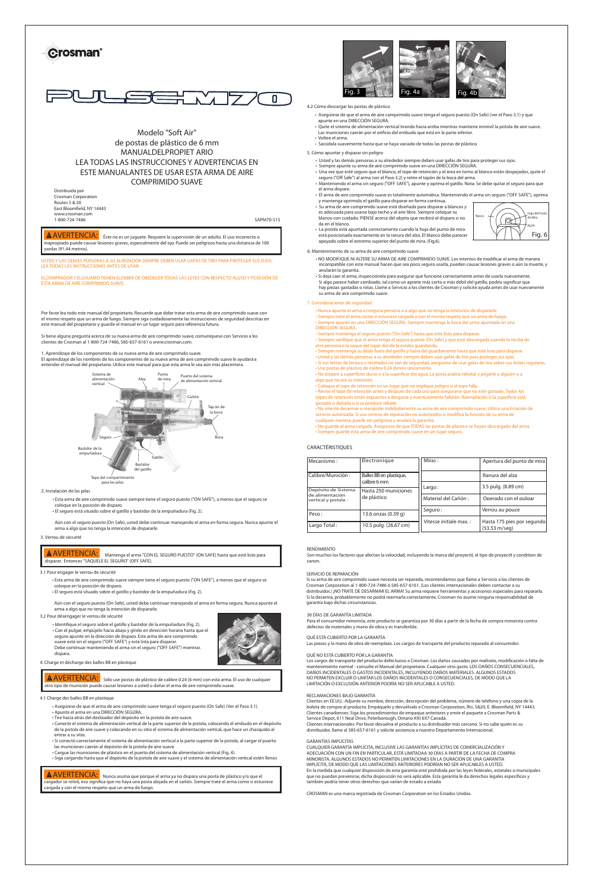# Crosman

# PULSE M70

## Modelo "Soft Air" de postas de plástico de 6 mm MANUALDELPROPIET ARIO LEA TODAS LAS INSTRUCCIONES Y ADVERTENCIAS EN ESTE MANUALANTES DE USAR ESTA ARMA DE AIRE COMPRIMIDO SUAVE

Distribuida por
Crosman Corporation
Routes 5 & 20
East Bloomfield, NY 14443
www.crosman.com
1-800-724-7486

SAPM70-515

**⚠ AVERTENCIA:** Éste no es un juguete. Requiere la supervisión de un adulto. El uso incorrecto o inapropiado puede causar lesiones graves, especialmente del ojo. Puede ser peligroso hasta una distancia de 100 yardas (91.44 metros).

USTED Y LAS DEMÁS PERSONAS A SU ALREDEDOR SIEMPRE DEBEN USAR GAFAS DE TIRO PARA PROTEGER SUS OJOS. LEA TODAS LAS INSTRUCCIONES ANTES DE USAR.

ELCOMPRADOR Y ELUSUARIO TIENEN ELDEBER DE OBEDECER TODAS LAS LEYES CON RESPECTO ALUSO Y POSESIÓN DE ESTA ARMA DE AIRE COMPRIMIDO SUAVE.

Por favor lea todo este manual del propietario. Recuerde que debe tratar esta arma de aire comprimido suave con el mismo respeto que un arma de fuego. Siempre siga cuidadosamente las instrucciones de seguridad descritas en este manual del propietario y guarde el manual en un lugar seguro para referencia futura.

Si tiene alguna pregunta acerca de su nueva arma de aire comprimido suave, comuníquese con Servicio a los clientes de Crosman al 1-800-724-7486, 585-657-6161 o www.crosman.com.

1. Aprendizaje de los componentes de su nueva arma de aire comprimido suave.
El aprendizaje de los nombres de los componentes de su nueva arma de aire comprimido suave le ayudará a entender el manual del propietario. Utilice este manual para que esta arma le sea aún más placentera.

Sistema de alimentación vertical
Alza
Punto de mira
Puerto del sistema de alimentación vertical
Cañón
Tap ón de la boca
Seguro
Boca
Bastidor de la empuñadura
Gatillo
Bastidor del gatillo
Tapa del compartimento para las pilas

2. Instalación de las pilas

- Esta arma de aire comprimido suave siempre tiene el seguro puesto ("ON SAFE"), a menos que el seguro se coloque en la posición de disparo.
- El seguro está situado sobre el gatillo y bastidor de la empuñadura (Fig. 2).

Aún con el seguro puesto (On Safe), usted debe continuar manejando el arma en forma segura. Nunca apunte el arma a algo que no tenga la intención de dispararle.

3. Verrou de sécurité

**⚠ AVERTENCIA:** Mantenga el arma "CON EL SEGURO PUESTO" (ON SAFE) hasta que esté listo para disparar. Entonces "SÁQUELE EL SEGURO" (OFF SAFE).

3.1 Pour engager le verrou de sécurité

- Esta arma de aire comprimido suave siempre tiene el seguro puesto ("ON SAFE"), a menos que el seguro se coloque en la posición de disparo.
- El seguro está situado sobre el gatillo y bastidor de la empuñadura (Fig. 2).

Aún con el seguro puesto (On Safe), usted debe continuar manejando el arma en forma segura. Nunca apunte el arma a algo que no tenga la intención de dispararle.

3.2 Pour désengager le verrou de sécurité

- Identifique el seguro sobre el gatillo y bastidor de la empuñadura (Fig. 2).
- Con el pulgar, empújelo hacia abajo y gírelo en dirección horaria hasta que el seguro apunte en la dirección de disparo. Esta arma de aire comprimido suave está sin el seguro ("OFF SAFE") y está lista para disparar. Debe continuar manteniendo el arma sin el seguro ("OFF SAFE") mientras dispara.

4. Charge et décharge des balles BB en plastique

**⚠ AVERTENCIA:** Sólo use postas de plástico de calibre 0.24 (6 mm) con esta arma. El uso de cualquier otro tipo de munición puede causar lesiones a usted o dañar el arma de aire comprimido suave.

4.1 Charge des balles BB en plastique

- Asegúrese de que el arma de aire comprimido suave tenga el seguro puesto (On Safe) (Ver el Paso 3.1).
- Apunte el arma en una DIRECCIÓN SEGURA.
- Tire hacia atrás del deslizador del depósito en la pistola de aire suave.
- Conecte el sistema de alimentación vertical de la parte superior de la pistola, colocando el embudo en el depósito de la pistola de aire suave y colocando en su sitio el sistema de alimentación vertical, que hace un chasquido al entrar a su sitio.
- Si conectó correctamente el sistema de alimentación vertical a la parte superior de la pistola, al cargar el puerto las municiones caerán al depósito de la pistola de aire suave.
- Cargue las municiones de plástico en el puerto del sistema de alimentación vertical (Fig. 4).
- Siga cargando hasta que el depósito de la pistola de aire suave y el sistema de alimentación vertical estén llenos

**⚠ AVERTENCIA:** Nunca asuma que porque el arma ya no dispara una posta de plástico y/o que el cargador se retiró, eso significa que no haya una posta alojada en el cañón. Siempre trate el arma como si estuviese cargada y con el mismo respeto que un arma de fuego.

Fig. 3 Fig. 4a Fig. 4b

4.2 Cómo descargar las postas de plástico

- Asegúrese de que el arma de aire comprimido suave tenga el seguro puesto (On Safe) (ver el Paso 3.1) y que apunte en una DIRECCIÓN SEGURA.
- Quite el sistema de alimentación vertical tirando hacia arriba mientras mantiene inmóvil la pistola de aire suave. Las municiones caerán por el orificio del embudo que está en la parte inferior.
- Voltee el arma.
- Sacúdala suavemente hasta que se haya vaciado de todas las postas de plástico.

5. Cómo apuntar y disparar sin peligro

- Usted y las demás personas a su alrededor siempre deben usar gafas de tiro para proteger sus ojos.
- Siempre apunte su arma de aire comprimido suave en una DIRECCIÓN SEGURA.
- Una vez que esté seguro que el blanco, el tope de retención y el área en torno al blanco están despejados, quite el seguro ("Off Safe") al arma (ver el Paso 3.2) y retire el tapón de la boca del arma.
- Manteniendo el arma sin seguro ("OFF SAFE"), apunte y oprima el gatillo. Nota: Se debe quitar el seguro para que el arma dispare.
- El arma de aire comprimido suave es totalmente automática. Manteniendo el arma sin seguro ("OFF SAFE"), oprima y mantenga oprimido el gatillo para disparar en forma continua.
- Su arma de aire comprimido suave está diseñada para disparar a blancos y es adecuada para usarse bajo techo y al aire libre. Siempre coloque su blanco con cuidado. PIENSE acerca del objeto que recibirá el disparo si no da en el blanco.
- La pistola está apuntada correctamente cuando la hoja del punto de mira está posicionada exactamente en la ranura del alza. El blanco debe parecer apoyado sobre el extremo superior del punto de mira. (Fig.6).

Blanco
Hoja del Punto de Mira
ALZA
Fig. 6

6. Mantenimiento de su arma de aire comprimido suave

- NO MODIFIQUE NI ALTERE SU ARMA DE AIRE COMPRIMIDO SUAVE. Los intentos de modificar el arma de manera incompatible con este manual hacen que sea poco seguro usarla, pueden causar lesiones graves o aún la muerte, y anularán la garantía.
- Si deja caer el arma, inspecciónela para asegurar que funcione correctamente antes de usarla nuevamente. Si algo parece haber cambiado, tal como un apriete más corto o más débil del gatillo, podría significar que hay piezas gastadas o rotas. Llame a Servicio a los clientes de Crosman y solicite ayuda antes de usar nuevamente su arma de aire comprimido suave.

7. Consideraciones de seguridad

- Nunca apunte el arma a ninguna persona o a algo que no tenga la intención de dispararle.
- Siempre trate el arma como si estuviese cargada y con el mismo respeto que un arma de fuego.
- Siempre apunte en una DIRECCIÓN SEGURA. Siempre mantenga la boca del arma apuntada en una DIRECCIÓN SEGURA.
- Siempre mantenga el seguro puesto ("On Safe") hasta que esté listo para disparar.
- Siempre verifique que el arma tenga el seguro puesto (On Safe) y que esté descargada cuando la reciba de otra persona o la saque del lugar donde la estaba guardando.
- Siempre mantenga su dedo fuera del gatillo y fuera del guardamonte hasta que esté listo para disparar.
- Usted y las demás personas a su alrededor siempre deben usar gafas de tiro para proteger sus ojos.
- Si sus lentes de lectura o recetados no son de seguridad, asegúrese de usar gafas de tiro sobre sus lentes regulares.
- Use postas de plástico de calibre 0.24 (6mm) únicamente.
- No dispare a superficies duras o a la superficie del agua. La posta podría rebotar y pegarle a alguien o a algo que no era su intención.
- Coloque el tope de retención en un lugar que no implique peligro si el tope falla.
- Revise el tope de retención antes y después de cada uso para asegurarse que no esté gastado. Todos los topes de retención están expuestos a desgaste y eventualmente fallarán. Reemplácelo si la superficie está gastada o dañada o si se produce rebote.
- No intente desarmar o manipular indebidamente su arma de aire comprimido suave. Utilice una Estación de servicio autorizada. Si usa centros de reparación no autorizados o modifica la función de su arma de cualquier manera, puede ser peligroso y anulará la garantía.
- No guarde el arma cargada. Asegúrese de que TODAS las postas de plástico se hayan descargado del arma.
- Siempre guarde esta arma de aire comprimido suave en un lugar seguro.

## CARACTÉRISTIQUES

| | | | |
|---|---|---|---|
| Mecanismo : | Électronique | Miras : | Apertura del punto de mira |
| Calibre/Munición : | Balles BB en plastique, calibre 6 mm | | Ranura del alza |
| Depósito de Sistema de alimentación vertical y pistola : | Hasta 250 municiones de plástico | Largo : | 3.5 pulg. (8.89 cm) |
| | | Material del Cañón : | Operado con el pulgar |
| Peso : | 13.6 onzas (0.39 g) | Seguro : | Verrou au pouce |
| Largo Total : | 10.5 pulg. (26.67 cm) | Vitesse initiale max. : | Hasta 175 pies por segundo (53.53 m/seg) |

RENDIMIENTO
Son muchos los factores que afectan la velocidad, incluyendo la marca del proyectil, el tipo de proyectil y condition de canon.

SERVICIO DE REPARACIÓN
Si su arma de aire comprimido suave necesita ser reparada, recomendamos que llame a Servicio a los clientes de Crosman Corporation al 1-800-724-7486 ó 585-657-6161. (Los clientes internacionales deben contactar a su distribuidor.) ¡NO TRATE DE DESARMAR EL ARMA! Su arma requiere herramientas y accesorios especiales para repararla. Si la desarma, probablemente no podrá rearmarla correctamente. Crosman no asume ninguna responsabilidad de garantía bajo dichas circunstancias.

30 DÍAS DE GARANTÍA LIMITADA
Para el consumidor minorista, este producto se garantiza por 30 días a partir de la fecha de compra minorista contra defectos de materiales y mano de obra y es transferible.

QUÉ ESTÁ CUBIERTO POR LA GARANTÍA
Las piezas y la mano de obra de reemplazo. Los cargos de transporte del producto reparado al consumidor.

QUÉ NO ESTÁ CUBIERTO POR LA GARANTÍA
Los cargos de transporte del producto defectuoso a Crosman. Los daños causados por maltrato, modificación o falta de mantenimiento normal - consulte el Manual del propietario. Cualquier otro gasto. LOS DAÑOS CONSECUENCIALES, DAÑOS INCIDENTALES O GASTOS INCIDENTALES, INCLUYENDO DAÑOS MATERIALES. ALGUNOS ESTADOS NO PERMITEN EXCLUIR O LIMITAR LOS DAÑOS INCIDENTALES O CONSECUENCIALES, DE MODO QUE LA LIMITACIÓN O EXCLUSIÓN ANTERIOR PODRÍA NO SER APLICABLE A USTED.

RECLAMACIONES BAJO GARANTÍA
Clientes en EE.UU.: Adjunte su nombre, dirección, descripción del problema, número de teléfono y una copia de la boleta de compra al producto. Empáquelo y devuélvalo a Crosman Corporation, Rts. 5&20, E. Bloomfield, NY 14443.
Clientes canadienses: Siga los procedimientos de empaque anteriores y envíe el paquete a Crosman Parts & Service Depot, 611 Neal Drive, Peterborough, Ontario K9J 6X7 Canadá.
Clientes internacionales: Por favor devuelva el producto a su distribuidor más cercano. Si no sabe quién es su distribuidor, llame al 585-657-6161 y solicite asistencia a nuestro Departamento Internacional.

GARANTÍAS IMPLÍCITAS
CUALQUIER GARANTÍA IMPLÍCITA, INCLUSIVE LAS GARANTÍAS IMPLÍCITAS DE COMERCIALIZACIÓN Y ADECUACIÓN CON UN FIN EN PARTICULAR, ESTÁ LIMITADAA 30 DÍAS A PARTIR DE LA FECHA DE COMPRA MINORISTA. ALGUNOS ESTADOS NO PERMITEN LIMITACIONES EN LA DURACIÓN DE UNA GARANTÍA IMPLÍCITA, DE MODO QUE LAS LIMITACIONES ANTERIORES PODRÍAN NO SER APLICABLES A USTED.
En la medida que cualquier disposición de esta garantía esté prohibida por las leyes federales, estatales o municipales que no puedan prevenirse, dicha disposición no será aplicable. Esta garantía le da derechos legales específicos y también podría tener otros derechos que varían de estado a estado.

CROSMAN es una marca registrada de Crosman Corporation en los Estados Unidos.